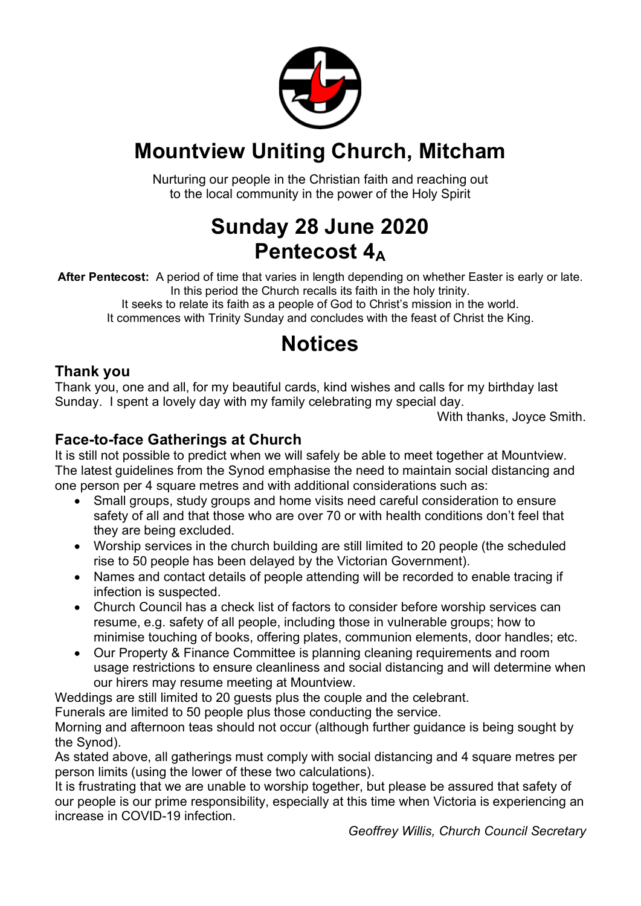# Mountview Uniting Church, Mitcham

Nurturing our people in the Christian faith and reaching out
to the local community in the power of the Holy Spirit

# Sunday 28 June 2020
# Pentecost $4_A$

**After Pentecost:** A period of time that varies in length depending on whether Easter is early or late.
In this period the Church recalls its faith in the holy trinity.
It seeks to relate its faith as a people of God to Christ's mission in the world.
It commences with Trinity Sunday and concludes with the feast of Christ the King.

# Notices

## Thank you

Thank you, one and all, for my beautiful cards, kind wishes and calls for my birthday last Sunday. I spent a lovely day with my family celebrating my special day.

With thanks, Joyce Smith.

## Face-to-face Gatherings at Church

It is still not possible to predict when we will safely be able to meet together at Mountview. The latest guidelines from the Synod emphasise the need to maintain social distancing and one person per 4 square metres and with additional considerations such as:

- Small groups, study groups and home visits need careful consideration to ensure safety of all and that those who are over 70 or with health conditions don't feel that they are being excluded.
- Worship services in the church building are still limited to 20 people (the scheduled rise to 50 people has been delayed by the Victorian Government).
- Names and contact details of people attending will be recorded to enable tracing if infection is suspected.
- Church Council has a check list of factors to consider before worship services can resume, e.g. safety of all people, including those in vulnerable groups; how to minimise touching of books, offering plates, communion elements, door handles; etc.
- Our Property & Finance Committee is planning cleaning requirements and room usage restrictions to ensure cleanliness and social distancing and will determine when our hirers may resume meeting at Mountview.

Weddings are still limited to 20 guests plus the couple and the celebrant.
Funerals are limited to 50 people plus those conducting the service.
Morning and afternoon teas should not occur (although further guidance is being sought by the Synod).
As stated above, all gatherings must comply with social distancing and 4 square metres per person limits (using the lower of these two calculations).
It is frustrating that we are unable to worship together, but please be assured that safety of our people is our prime responsibility, especially at this time when Victoria is experiencing an increase in COVID-19 infection.

*Geoffrey Willis, Church Council Secretary*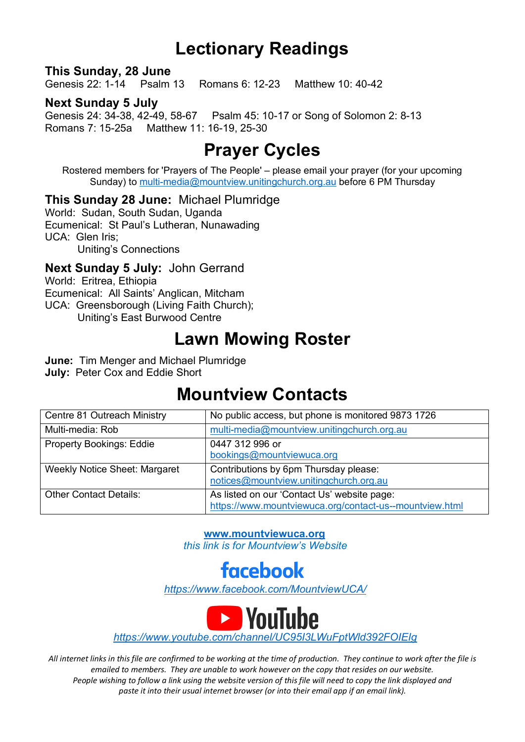# Lectionary Readings

**This Sunday, 28 June**
Genesis 22: 1-14 Psalm 13 Romans 6: 12-23 Matthew 10: 40-42

**Next Sunday 5 July**
Genesis 24: 34-38, 42-49, 58-67 Psalm 45: 10-17 or Song of Solomon 2: 8-13
Romans 7: 15-25a Matthew 11: 16-19, 25-30

# Prayer Cycles

Rostered members for 'Prayers of The People' – please email your prayer (for your upcoming Sunday) to multi-media@mountview.unitingchurch.org.au before 6 PM Thursday

**This Sunday 28 June:** Michael Plumridge
World: Sudan, South Sudan, Uganda
Ecumenical: St Paul's Lutheran, Nunawading
UCA: Glen Iris;
Uniting's Connections

**Next Sunday 5 July:** John Gerrand
World: Eritrea, Ethiopia
Ecumenical: All Saints' Anglican, Mitcham
UCA: Greensborough (Living Faith Church);
Uniting's East Burwood Centre

# Lawn Mowing Roster

**June:** Tim Menger and Michael Plumridge
**July:** Peter Cox and Eddie Short

# Mountview Contacts

| | |
|---|---|
| Centre 81 Outreach Ministry | No public access, but phone is monitored 9873 1726 |
| Multi-media: Rob | multi-media@mountview.unitingchurch.org.au |
| Property Bookings: Eddie | 0447 312 996 or bookings@mountviewuca.org |
| Weekly Notice Sheet: Margaret | Contributions by 6pm Thursday please: notices@mountview.unitingchurch.org.au |
| Other Contact Details: | As listed on our 'Contact Us' website page: https://www.mountviewuca.org/contact-us--mountview.html |

**www.mountviewuca.org**
*this link is for Mountview's Website*

facebook
*https://www.facebook.com/MountviewUCA/*

YouTube
*https://www.youtube.com/channel/UC95I3LWuFptWld392FOIEIg*

*All internet links in this file are confirmed to be working at the time of production. They continue to work after the file is emailed to members. They are unable to work however on the copy that resides on our website. People wishing to follow a link using the website version of this file will need to copy the link displayed and paste it into their usual internet browser (or into their email app if an email link).*